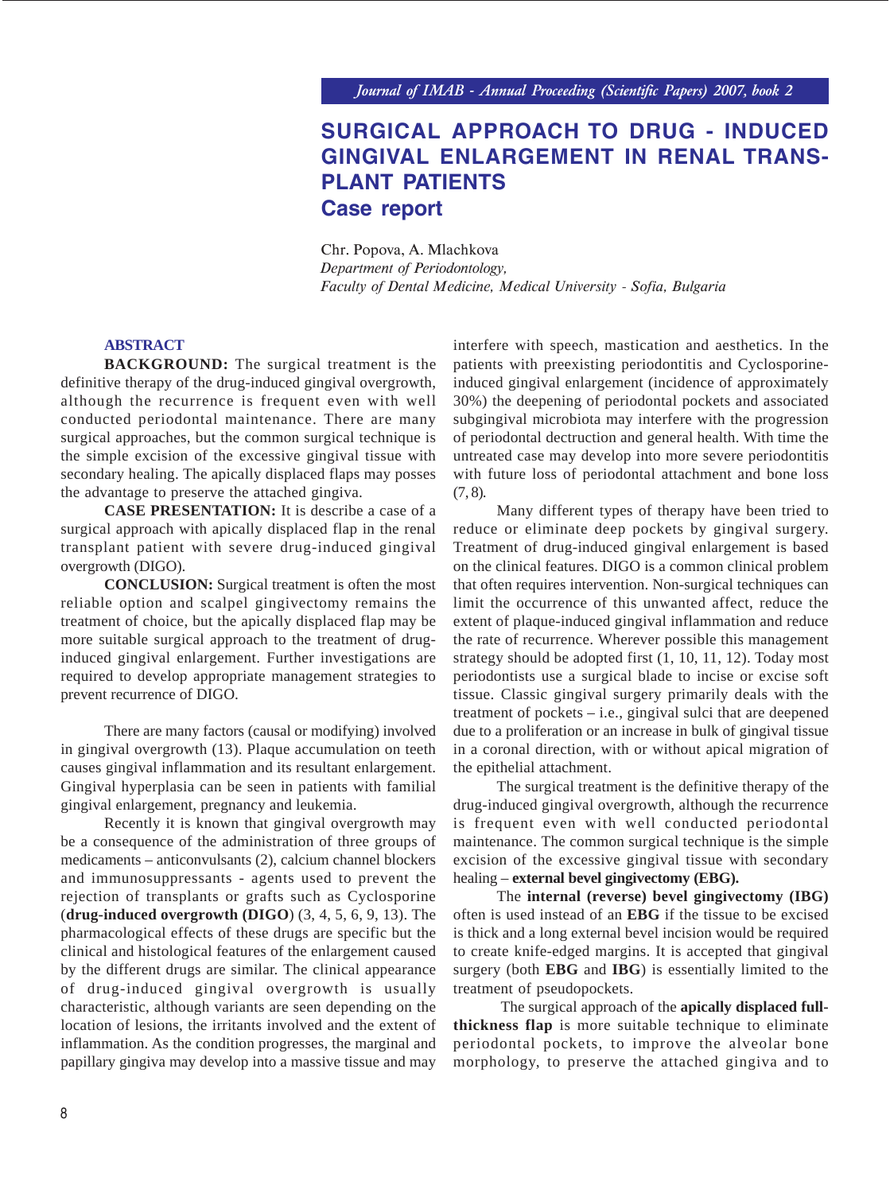# SURGICAL APPROACH TO DRUG - INDUCED GINGIVAL ENLARGEMENT IN RENAL TRANSPLANT PATIENTS

## Case report

Chr. Popova, A. Mlachkova
*Department of Periodontology,*
*Faculty of Dental Medicine, Medical University - Sofia, Bulgaria*

### ABSTRACT

**BACKGROUND:** The surgical treatment is the definitive therapy of the drug-induced gingival overgrowth, although the recurrence is frequent even with well conducted periodontal maintenance. There are many surgical approaches, but the common surgical technique is the simple excision of the excessive gingival tissue with secondary healing. The apically displaced flaps may posses the advantage to preserve the attached gingiva.

**CASE PRESENTATION:** It is describe a case of a surgical approach with apically displaced flap in the renal transplant patient with severe drug-induced gingival overgrowth (DIGO).

**CONCLUSION:** Surgical treatment is often the most reliable option and scalpel gingivectomy remains the treatment of choice, but the apically displaced flap may be more suitable surgical approach to the treatment of drug-induced gingival enlargement. Further investigations are required to develop appropriate management strategies to prevent recurrence of DIGO.

There are many factors (causal or modifying) involved in gingival overgrowth (13). Plaque accumulation on teeth causes gingival inflammation and its resultant enlargement. Gingival hyperplasia can be seen in patients with familial gingival enlargement, pregnancy and leukemia.

Recently it is known that gingival overgrowth may be a consequence of the administration of three groups of medicaments – anticonvulsants (2), calcium channel blockers and immunosuppressants - agents used to prevent the rejection of transplants or grafts such as Cyclosporine (**drug-induced overgrowth (DIGO**) (3, 4, 5, 6, 9, 13). The pharmacological effects of these drugs are specific but the clinical and histological features of the enlargement caused by the different drugs are similar. The clinical appearance of drug-induced gingival overgrowth is usually characteristic, although variants are seen depending on the location of lesions, the irritants involved and the extent of inflammation. As the condition progresses, the marginal and papillary gingiva may develop into a massive tissue and may interfere with speech, mastication and aesthetics. In the patients with preexisting periodontitis and Cyclosporine-induced gingival enlargement (incidence of approximately 30%) the deepening of periodontal pockets and associated subgingival microbiota may interfere with the progression of periodontal dectruction and general health. With time the untreated case may develop into more severe periodontitis with future loss of periodontal attachment and bone loss (7, 8).

Many different types of therapy have been tried to reduce or eliminate deep pockets by gingival surgery. Treatment of drug-induced gingival enlargement is based on the clinical features. DIGO is a common clinical problem that often requires intervention. Non-surgical techniques can limit the occurrence of this unwanted affect, reduce the extent of plaque-induced gingival inflammation and reduce the rate of recurrence. Wherever possible this management strategy should be adopted first (1, 10, 11, 12). Today most periodontists use a surgical blade to incise or excise soft tissue. Classic gingival surgery primarily deals with the treatment of pockets – i.e., gingival sulci that are deepened due to a proliferation or an increase in bulk of gingival tissue in a coronal direction, with or without apical migration of the epithelial attachment.

The surgical treatment is the definitive therapy of the drug-induced gingival overgrowth, although the recurrence is frequent even with well conducted periodontal maintenance. The common surgical technique is the simple excision of the excessive gingival tissue with secondary healing – **external bevel gingivectomy (EBG).**

The **internal (reverse) bevel gingivectomy (IBG)** often is used instead of an **EBG** if the tissue to be excised is thick and a long external bevel incision would be required to create knife-edged margins. It is accepted that gingival surgery (both **EBG** and **IBG**) is essentially limited to the treatment of pseudopockets.

The surgical approach of the **apically displaced full-thickness flap** is more suitable technique to eliminate periodontal pockets, to improve the alveolar bone morphology, to preserve the attached gingiva and to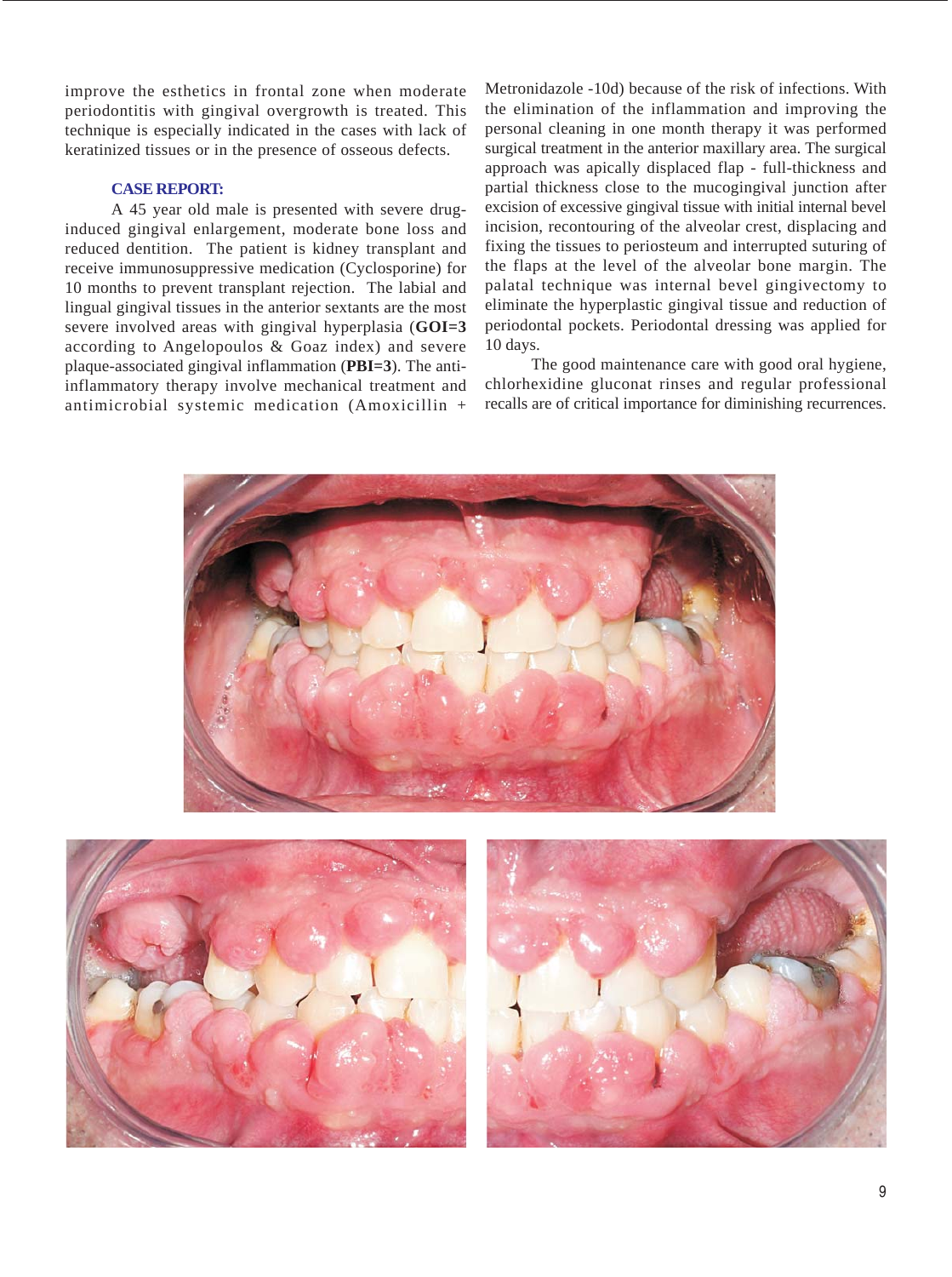improve the esthetics in frontal zone when moderate periodontitis with gingival overgrowth is treated. This technique is especially indicated in the cases with lack of keratinized tissues or in the presence of osseous defects.

### CASE REPORT:

A 45 year old male is presented with severe drug-induced gingival enlargement, moderate bone loss and reduced dentition. The patient is kidney transplant and receive immunosuppressive medication (Cyclosporine) for 10 months to prevent transplant rejection. The labial and lingual gingival tissues in the anterior sextants are the most severe involved areas with gingival hyperplasia (**GOI=3** according to Angelopoulos & Goaz index) and severe plaque-associated gingival inflammation (**PBI=3**). The anti-inflammatory therapy involve mechanical treatment and antimicrobial systemic medication (Amoxicillin + Metronidazole -10d) because of the risk of infections. With the elimination of the inflammation and improving the personal cleaning in one month therapy it was performed surgical treatment in the anterior maxillary area. The surgical approach was apically displaced flap - full-thickness and partial thickness close to the mucogingival junction after excision of excessive gingival tissue with initial internal bevel incision, recontouring of the alveolar crest, displacing and fixing the tissues to periosteum and interrupted suturing of the flaps at the level of the alveolar bone margin. The palatal technique was internal bevel gingivectomy to eliminate the hyperplastic gingival tissue and reduction of periodontal pockets. Periodontal dressing was applied for 10 days.

The good maintenance care with good oral hygiene, chlorhexidine gluconat rinses and regular professional recalls are of critical importance for diminishing recurrences.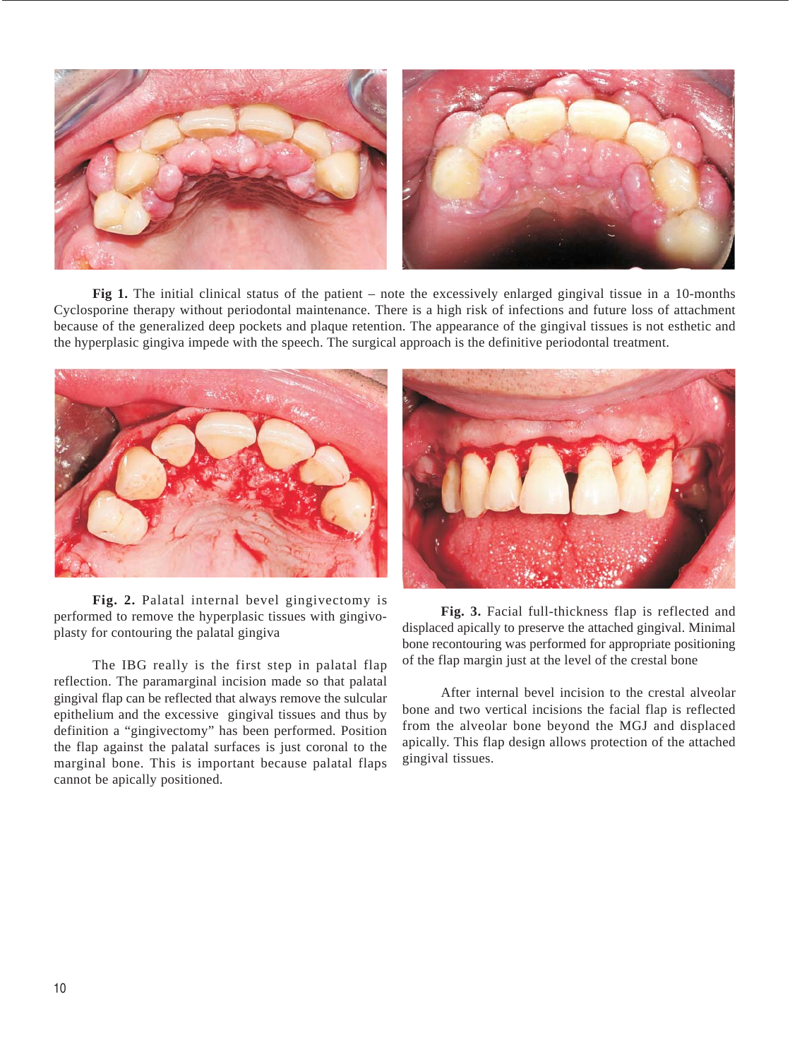**Fig 1.** The initial clinical status of the patient – note the excessively enlarged gingival tissue in a 10-months Cyclosporine therapy without periodontal maintenance. There is a high risk of infections and future loss of attachment because of the generalized deep pockets and plaque retention. The appearance of the gingival tissues is not esthetic and the hyperplasic gingiva impede with the speech. The surgical approach is the definitive periodontal treatment.

**Fig. 2.** Palatal internal bevel gingivectomy is performed to remove the hyperplasic tissues with gingivoplasty for contouring the palatal gingiva

The IBG really is the first step in palatal flap reflection. The paramarginal incision made so that palatal gingival flap can be reflected that always remove the sulcular epithelium and the excessive gingival tissues and thus by definition a "gingivectomy" has been performed. Position the flap against the palatal surfaces is just coronal to the marginal bone. This is important because palatal flaps cannot be apically positioned.

**Fig. 3.** Facial full-thickness flap is reflected and displaced apically to preserve the attached gingival. Minimal bone recontouring was performed for appropriate positioning of the flap margin just at the level of the crestal bone

After internal bevel incision to the crestal alveolar bone and two vertical incisions the facial flap is reflected from the alveolar bone beyond the MGJ and displaced apically. This flap design allows protection of the attached gingival tissues.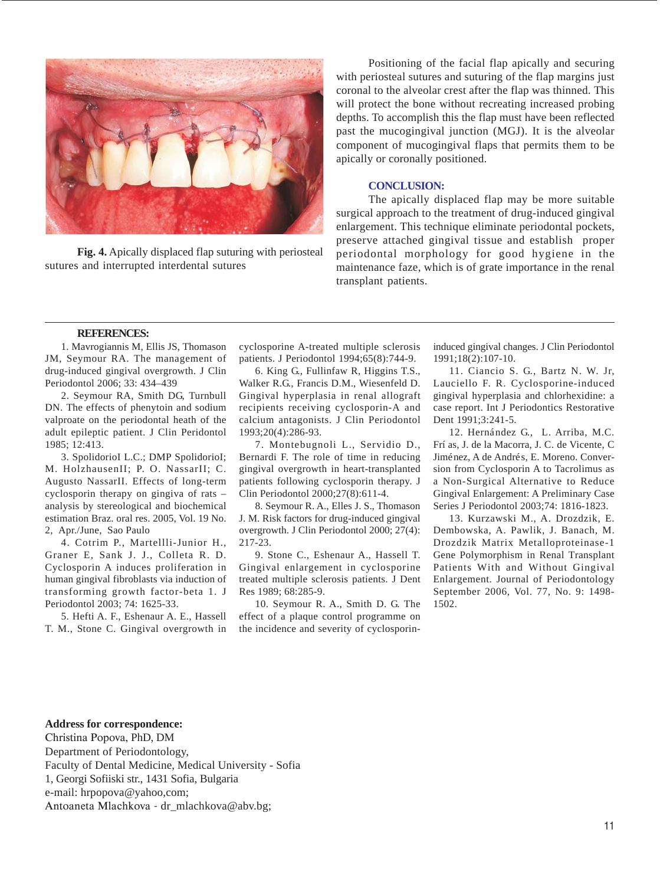Fig. 4. **Fig. 4.** Apically displaced flap suturing with periosteal sutures and interrupted interdental sutures

Positioning of the facial flap apically and securing with periosteal sutures and suturing of the flap margins just coronal to the alveolar crest after the flap was thinned. This will protect the bone without recreating increased probing depths. To accomplish this the flap must have been reflected past the mucogingival junction (MGJ). It is the alveolar component of mucogingival flaps that permits them to be apically or coronally positioned.

## CONCLUSION:

The apically displaced flap may be more suitable surgical approach to the treatment of drug-induced gingival enlargement. This technique eliminate periodontal pockets, preserve attached gingival tissue and establish proper periodontal morphology for good hygiene in the maintenance faze, which is of grate importance in the renal transplant patients.

## REFERENCES:

1. Mavrogiannis M, Ellis JS, Thomason JM, Seymour RA. The management of drug-induced gingival overgrowth. J Clin Periodontol 2006; 33: 434–439
2. Seymour RA, Smith DG, Turnbull DN. The effects of phenytoin and sodium valproate on the periodontal heath of the adult epileptic patient. J Clin Peridontol 1985; 12:413.
3. SpolidorioI L.C.; DMP SpolidorioI; M. HolzhausenII; P. O. NassarII; C. Augusto NassarII. Effects of long-term cyclosporin therapy on gingiva of rats – analysis by stereological and biochemical estimation Braz. oral res. 2005, Vol. 19 No. 2, Apr./June, Sao Paulo
4. Cotrim P., Martellli-Junior H., Graner E, Sank J. J., Colleta R. D. Cyclosporin A induces proliferation in human gingival fibroblasts via induction of transforming growth factor-beta 1. J Periodontol 2003; 74: 1625-33.
5. Hefti A. F., Eshenaur A. E., Hassell T. M., Stone C. Gingival overgrowth in cyclosporine A-treated multiple sclerosis patients. J Periodontol 1994;65(8):744-9.
6. King G., Fullinfaw R, Higgins T.S., Walker R.G., Francis D.M., Wiesenfeld D. Gingival hyperplasia in renal allograft recipients receiving cyclosporin-A and calcium antagonists. J Clin Periodontol 1993;20(4):286-93.
7. Montebugnoli L., Servidio D., Bernardi F. The role of time in reducing gingival overgrowth in heart-transplanted patients following cyclosporin therapy. J Clin Periodontol 2000;27(8):611-4.
8. Seymour R. A., Elles J. S., Thomason J. M. Risk factors for drug-induced gingival overgrowth. J Clin Periodontol 2000; 27(4): 217-23.
9. Stone C., Eshenaur A., Hassell T. Gingival enlargement in cyclosporine treated multiple sclerosis patients. J Dent Res 1989; 68:285-9.
10. Seymour R. A., Smith D. G. The effect of a plaque control programme on the incidence and severity of cyclosporin-induced gingival changes. J Clin Periodontol 1991;18(2):107-10.
11. Ciancio S. G., Bartz N. W. Jr, Lauciello F. R. Cyclosporine-induced gingival hyperplasia and chlorhexidine: a case report. Int J Periodontics Restorative Dent 1991;3:241-5.
12. Hernández G., L. Arriba, M.C. Frí as, J. de la Macorra, J. C. de Vicente, C Jiménez, A de Andrés, E. Moreno. Conversion from Cyclosporin A to Tacrolimus as a Non-Surgical Alternative to Reduce Gingival Enlargement: A Preliminary Case Series J Periodontol 2003;74: 1816-1823.
13. Kurzawski M., A. Drozdzik, E. Dembowska, A. Pawlik, J. Banach, M. Drozdzik Matrix Metalloproteinase-1 Gene Polymorphism in Renal Transplant Patients With and Without Gingival Enlargement. Journal of Periodontology September 2006, Vol. 77, No. 9: 1498-1502.

**Address for correspondence:**
Christina Popova, PhD, DM
Department of Periodontology,
Faculty of Dental Medicine, Medical University - Sofia
1, Georgi Sofiiski str., 1431 Sofia, Bulgaria
e-mail: hrpopova@yahoo,com;
Antoaneta Mlachkova - dr_mlachkova@abv.bg;